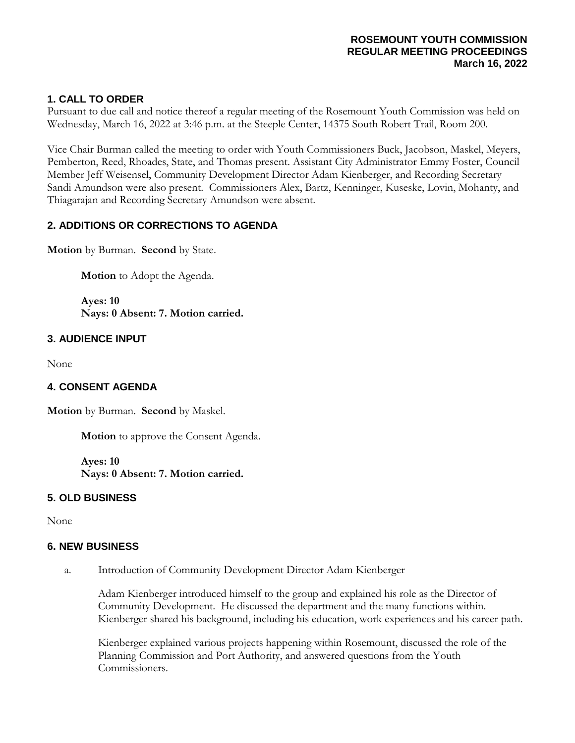**ROSEMOUNT YOUTH COMMISSION**
**REGULAR MEETING PROCEEDINGS**
**March 16, 2022**

## 1. CALL TO ORDER

Pursuant to due call and notice thereof a regular meeting of the Rosemount Youth Commission was held on Wednesday, March 16, 2022 at 3:46 p.m. at the Steeple Center, 14375 South Robert Trail, Room 200.

Vice Chair Burman called the meeting to order with Youth Commissioners Buck, Jacobson, Maskel, Meyers, Pemberton, Reed, Rhoades, State, and Thomas present. Assistant City Administrator Emmy Foster, Council Member Jeff Weisensel, Community Development Director Adam Kienberger, and Recording Secretary Sandi Amundson were also present. Commissioners Alex, Bartz, Kenninger, Kuseske, Lovin, Mohanty, and Thiagarajan and Recording Secretary Amundson were absent.

## 2. ADDITIONS OR CORRECTIONS TO AGENDA

**Motion** by Burman. **Second** by State.

> **Motion** to Adopt the Agenda.
>
> **Ayes: 10**
> **Nays: 0 Absent: 7. Motion carried.**

## 3. AUDIENCE INPUT

None

## 4. CONSENT AGENDA

**Motion** by Burman. **Second** by Maskel.

> **Motion** to approve the Consent Agenda.
>
> **Ayes: 10**
> **Nays: 0 Absent: 7. Motion carried.**

## 5. OLD BUSINESS

None

## 6. NEW BUSINESS

a. Introduction of Community Development Director Adam Kienberger

> Adam Kienberger introduced himself to the group and explained his role as the Director of Community Development. He discussed the department and the many functions within. Kienberger shared his background, including his education, work experiences and his career path.
>
> Kienberger explained various projects happening within Rosemount, discussed the role of the Planning Commission and Port Authority, and answered questions from the Youth Commissioners.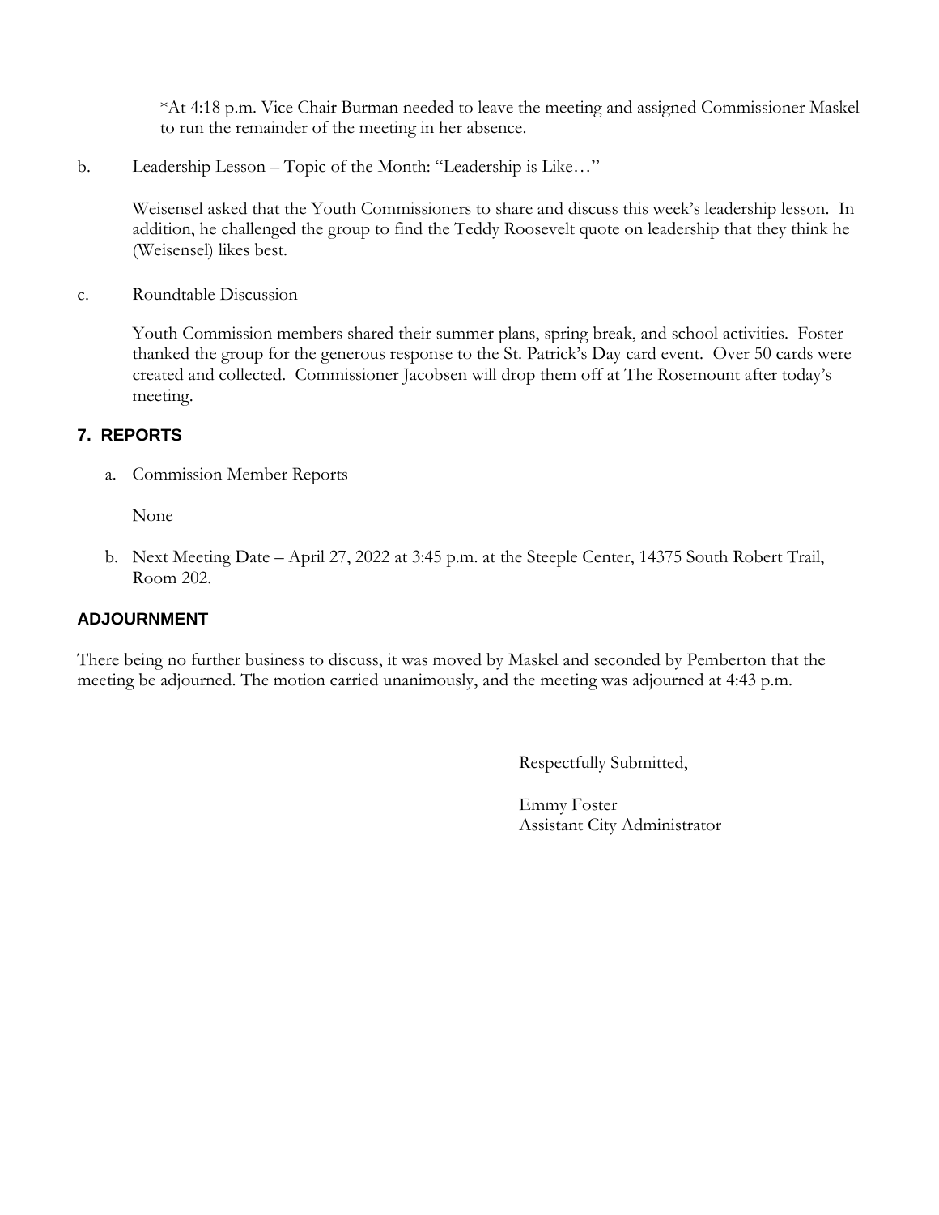*At 4:18 p.m. Vice Chair Burman needed to leave the meeting and assigned Commissioner Maskel to run the remainder of the meeting in her absence.

b. Leadership Lesson – Topic of the Month: "Leadership is Like…"

Weisensel asked that the Youth Commissioners to share and discuss this week's leadership lesson. In addition, he challenged the group to find the Teddy Roosevelt quote on leadership that they think he (Weisensel) likes best.

c. Roundtable Discussion

Youth Commission members shared their summer plans, spring break, and school activities. Foster thanked the group for the generous response to the St. Patrick's Day card event. Over 50 cards were created and collected. Commissioner Jacobsen will drop them off at The Rosemount after today's meeting.

## 7. REPORTS

a. Commission Member Reports

None

b. Next Meeting Date – April 27, 2022 at 3:45 p.m. at the Steeple Center, 14375 South Robert Trail, Room 202.

## ADJOURNMENT

There being no further business to discuss, it was moved by Maskel and seconded by Pemberton that the meeting be adjourned. The motion carried unanimously, and the meeting was adjourned at 4:43 p.m.

Respectfully Submitted,

Emmy Foster
Assistant City Administrator